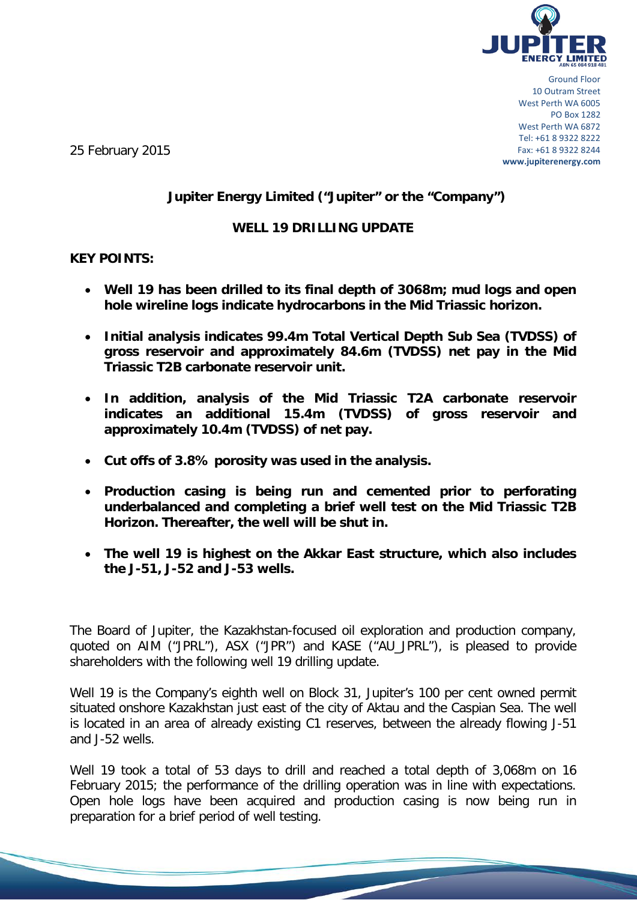Ground Floor
10 Outram Street
West Perth WA 6005
PO Box 1282
West Perth WA 6872
Tel: +61 8 9322 8222
Fax: +61 8 9322 8244
www.jupiterenergy.com

25 February 2015

**Jupiter Energy Limited ("Jupiter" or the "Company")**

**WELL 19 DRILLING UPDATE**

**KEY POINTS:**

- **Well 19 has been drilled to its final depth of 3068m; mud logs and open hole wireline logs indicate hydrocarbons in the Mid Triassic horizon.**
- **Initial analysis indicates 99.4m Total Vertical Depth Sub Sea (TVDSS) of gross reservoir and approximately 84.6m (TVDSS) net pay in the Mid Triassic T2B carbonate reservoir unit.**
- **In addition, analysis of the Mid Triassic T2A carbonate reservoir indicates an additional 15.4m (TVDSS) of gross reservoir and approximately 10.4m (TVDSS) of net pay.**
- **Cut offs of 3.8% porosity was used in the analysis.**
- **Production casing is being run and cemented prior to perforating underbalanced and completing a brief well test on the Mid Triassic T2B Horizon. Thereafter, the well will be shut in.**
- **The well 19 is highest on the Akkar East structure, which also includes the J-51, J-52 and J-53 wells.**

The Board of Jupiter, the Kazakhstan-focused oil exploration and production company, quoted on AIM ("JPRL"), ASX ("JPR") and KASE ("AU_JPRL"), is pleased to provide shareholders with the following well 19 drilling update.

Well 19 is the Company's eighth well on Block 31, Jupiter's 100 per cent owned permit situated onshore Kazakhstan just east of the city of Aktau and the Caspian Sea. The well is located in an area of already existing C1 reserves, between the already flowing J-51 and J-52 wells.

Well 19 took a total of 53 days to drill and reached a total depth of 3,068m on 16 February 2015; the performance of the drilling operation was in line with expectations. Open hole logs have been acquired and production casing is now being run in preparation for a brief period of well testing.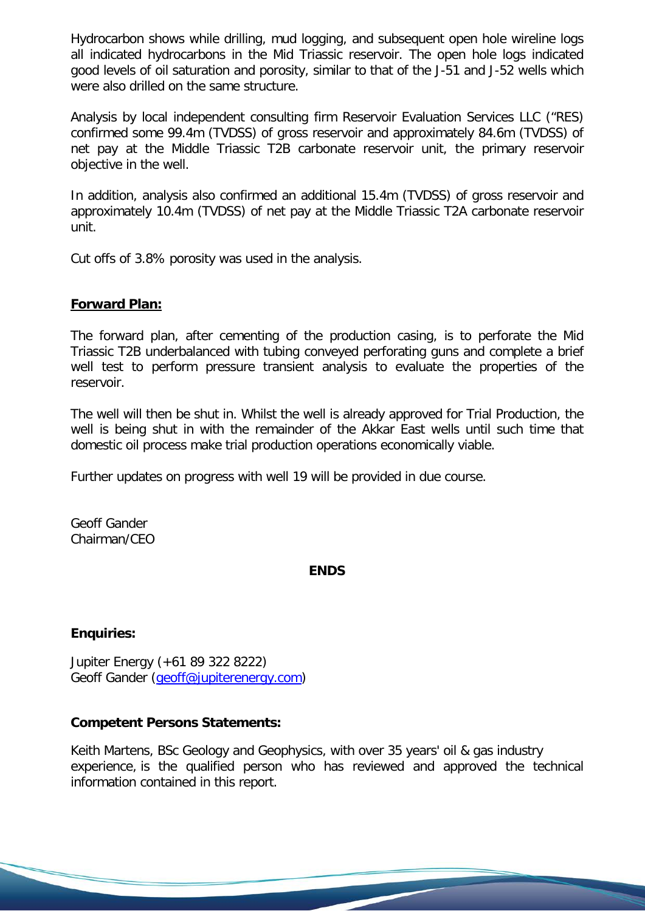Hydrocarbon shows while drilling, mud logging, and subsequent open hole wireline logs all indicated hydrocarbons in the Mid Triassic reservoir. The open hole logs indicated good levels of oil saturation and porosity, similar to that of the J-51 and J-52 wells which were also drilled on the same structure.

Analysis by local independent consulting firm Reservoir Evaluation Services LLC ("RES) confirmed some 99.4m (TVDSS) of gross reservoir and approximately 84.6m (TVDSS) of net pay at the Middle Triassic T2B carbonate reservoir unit, the primary reservoir objective in the well.

In addition, analysis also confirmed an additional 15.4m (TVDSS) of gross reservoir and approximately 10.4m (TVDSS) of net pay at the Middle Triassic T2A carbonate reservoir unit.

Cut offs of 3.8% porosity was used in the analysis.

**Forward Plan:**

The forward plan, after cementing of the production casing, is to perforate the Mid Triassic T2B underbalanced with tubing conveyed perforating guns and complete a brief well test to perform pressure transient analysis to evaluate the properties of the reservoir.

The well will then be shut in. Whilst the well is already approved for Trial Production, the well is being shut in with the remainder of the Akkar East wells until such time that domestic oil process make trial production operations economically viable.

Further updates on progress with well 19 will be provided in due course.

Geoff Gander
Chairman/CEO

**ENDS**

**Enquiries:**

Jupiter Energy (+61 89 322 8222)
Geoff Gander (geoff@jupiterenergy.com)

**Competent Persons Statements:**

Keith Martens, BSc Geology and Geophysics, with over 35 years' oil & gas industry experience, is the qualified person who has reviewed and approved the technical information contained in this report.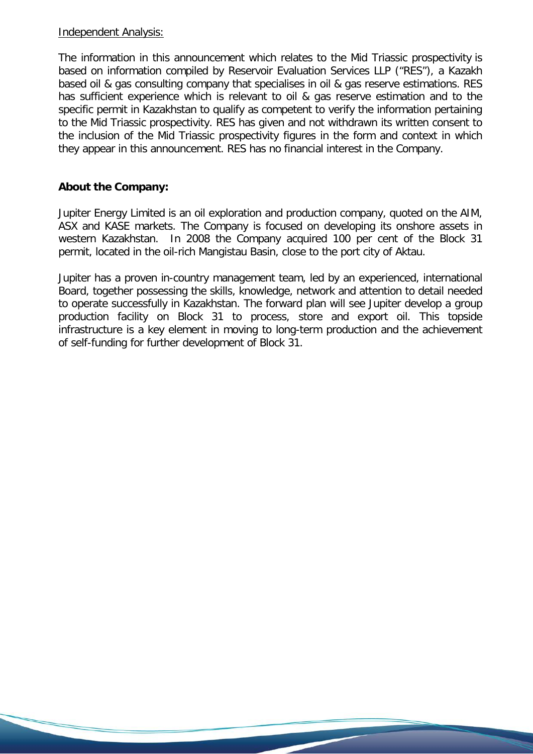Independent Analysis:

The information in this announcement which relates to the Mid Triassic prospectivity is based on information compiled by Reservoir Evaluation Services LLP ("RES"), a Kazakh based oil & gas consulting company that specialises in oil & gas reserve estimations. RES has sufficient experience which is relevant to oil & gas reserve estimation and to the specific permit in Kazakhstan to qualify as competent to verify the information pertaining to the Mid Triassic prospectivity. RES has given and not withdrawn its written consent to the inclusion of the Mid Triassic prospectivity figures in the form and context in which they appear in this announcement. RES has no financial interest in the Company.

**About the Company:**

Jupiter Energy Limited is an oil exploration and production company, quoted on the AIM, ASX and KASE markets. The Company is focused on developing its onshore assets in western Kazakhstan. In 2008 the Company acquired 100 per cent of the Block 31 permit, located in the oil-rich Mangistau Basin, close to the port city of Aktau.

Jupiter has a proven in-country management team, led by an experienced, international Board, together possessing the skills, knowledge, network and attention to detail needed to operate successfully in Kazakhstan. The forward plan will see Jupiter develop a group production facility on Block 31 to process, store and export oil. This topside infrastructure is a key element in moving to long-term production and the achievement of self-funding for further development of Block 31.